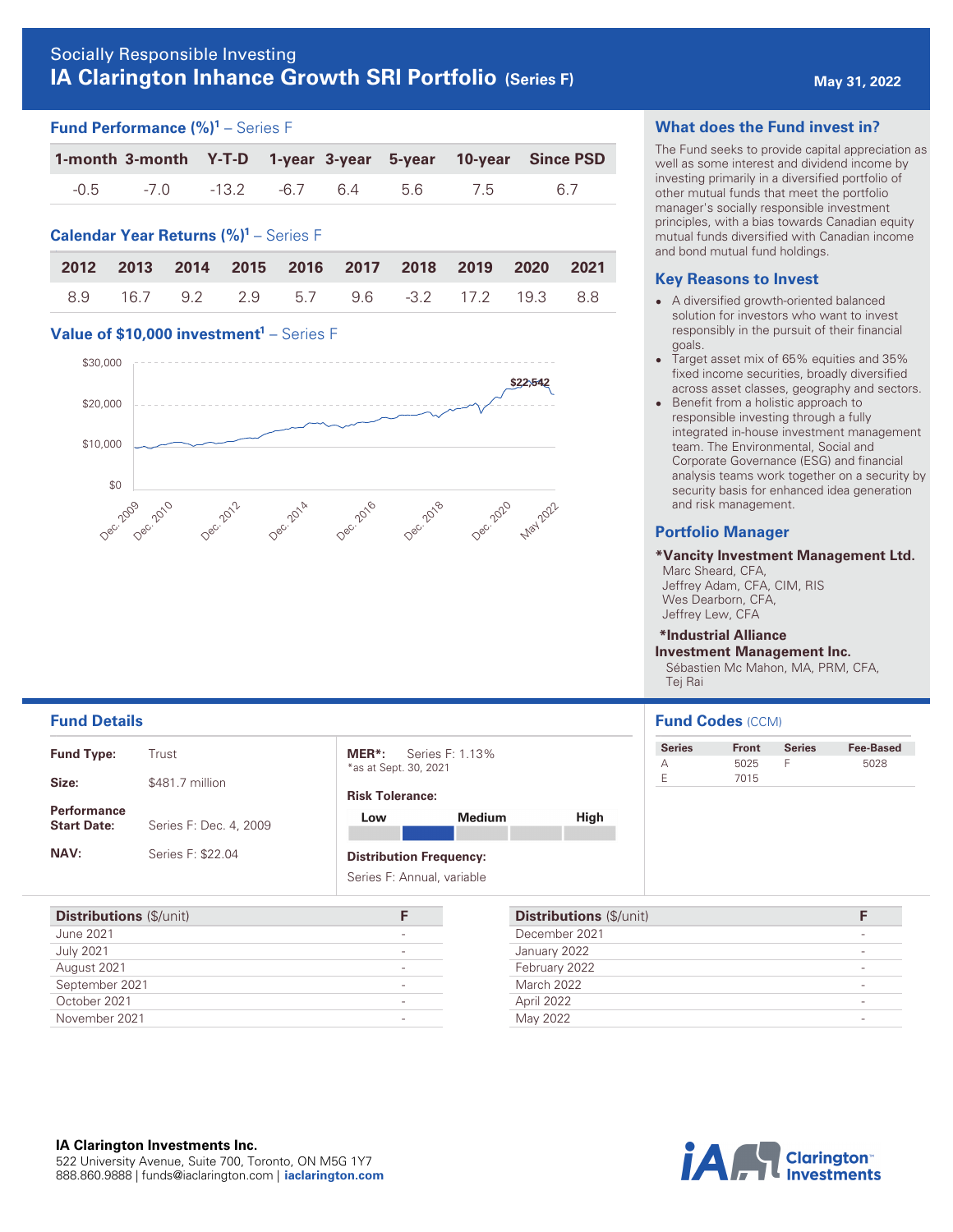Socially Responsible Investing

# IA Clarington Inhance Growth SRI Portfolio (Series F)

May 31, 2022

## Fund Performance (%)[1] – Series F

| 1-month | 3-month | Y-T-D | 1-year | 3-year | 5-year | 10-year | Since PSD |
|---|---|---|---|---|---|---|---|
| -0.5 | -7.0 | -13.2 | -6.7 | 6.4 | 5.6 | 7.5 | 6.7 |

## Calendar Year Returns (%)[1] – Series F

| 2012 | 2013 | 2014 | 2015 | 2016 | 2017 | 2018 | 2019 | 2020 | 2021 |
|---|---|---|---|---|---|---|---|---|---|
| 8.9 | 16.7 | 9.2 | 2.9 | 5.7 | 9.6 | -3.2 | 17.2 | 19.3 | 8.8 |

## Value of $10,000 investment[1] – Series F

$30,000
$20,000
$10,000
$0

$22,542

Dec. 2009, Dec. 2010, Dec. 2012, Dec. 2014, Dec. 2016, Dec. 2018, Dec. 2020, May 2022

## What does the Fund invest in?

The Fund seeks to provide capital appreciation as well as some interest and dividend income by investing primarily in a diversified portfolio of other mutual funds that meet the portfolio manager's socially responsible investment principles, with a bias towards Canadian equity mutual funds diversified with Canadian income and bond mutual fund holdings.

## Key Reasons to Invest

- A diversified growth-oriented balanced solution for investors who want to invest responsibly in the pursuit of their financial goals.
- Target asset mix of 65% equities and 35% fixed income securities, broadly diversified across asset classes, geography and sectors.
- Benefit from a holistic approach to responsible investing through a fully integrated in-house investment management team. The Environmental, Social and Corporate Governance (ESG) and financial analysis teams work together on a security by security basis for enhanced idea generation and risk management.

## Portfolio Manager

**\*Vancity Investment Management Ltd.**
Marc Sheard, CFA,
Jeffrey Adam, CFA, CIM, RIS
Wes Dearborn, CFA,
Jeffrey Lew, CFA

**\*Industrial Alliance Investment Management Inc.**
Sébastien Mc Mahon, MA, PRM, CFA,
Tej Rai

## Fund Details

**Fund Type:** Trust

**Size:** $481.7 million

**Performance Start Date:** Series F: Dec. 4, 2009

**NAV:** Series F: $22.04

**MER\*:** Series F: 1.13%
\*as at Sept. 30, 2021

**Risk Tolerance:** Low – Medium – High (Low to Medium)

**Distribution Frequency:** Series F: Annual, variable

## Fund Codes (CCM)

| Series | Front | Series | Fee-Based |
|---|---|---|---|
| A | 5025 | F | 5028 |
| E | 7015 | | |

| Distributions ($/unit) | F |
|---|---|
| June 2021 | - |
| July 2021 | - |
| August 2021 | - |
| September 2021 | - |
| October 2021 | - |
| November 2021 | - |

| Distributions ($/unit) | F |
|---|---|
| December 2021 | - |
| January 2022 | - |
| February 2022 | - |
| March 2022 | - |
| April 2022 | - |
| May 2022 | - |

**IA Clarington Investments Inc.**
522 University Avenue, Suite 700, Toronto, ON M5G 1Y7
888.860.9888 | funds@iaclarington.com | **iaclarington.com**

iA Clarington Investments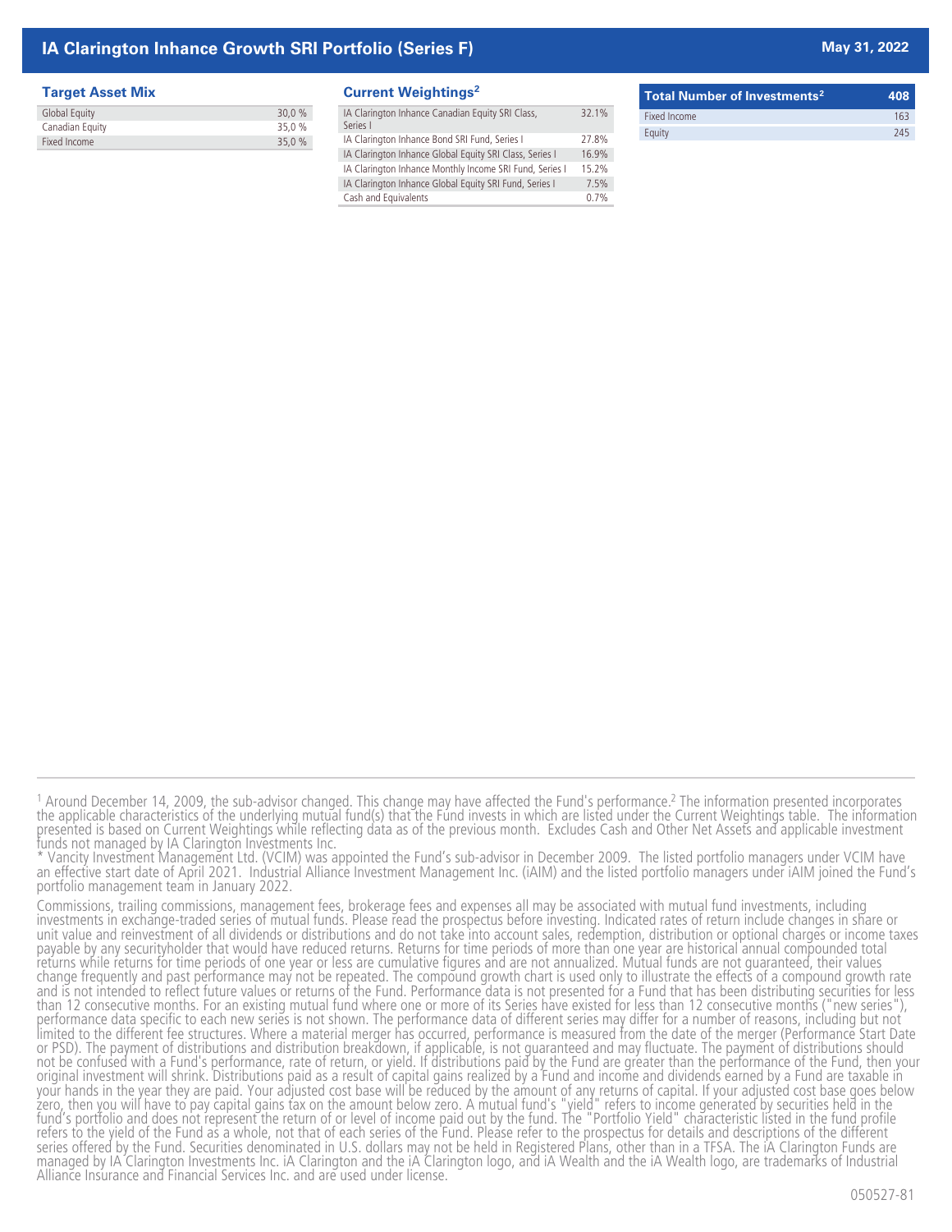# IA Clarington Inhance Growth SRI Portfolio (Series F)

May 31, 2022

## Target Asset Mix

| | |
|---|---|
| Global Equity | 30,0 % |
| Canadian Equity | 35,0 % |
| Fixed Income | 35,0 % |

## Current Weightings[2]

| | |
|---|---|
| IA Clarington Inhance Canadian Equity SRI Class, Series I | 32.1% |
| IA Clarington Inhance Bond SRI Fund, Series I | 27.8% |
| IA Clarington Inhance Global Equity SRI Class, Series I | 16.9% |
| IA Clarington Inhance Monthly Income SRI Fund, Series I | 15.2% |
| IA Clarington Inhance Global Equity SRI Fund, Series I | 7.5% |
| Cash and Equivalents | 0.7% |

| Total Number of Investments[2] | 408 |
|---|---|
| Fixed Income | 163 |
| Equity | 245 |

[1] Around December 14, 2009, the sub-advisor changed. This change may have affected the Fund's performance.[2] The information presented incorporates the applicable characteristics of the underlying mutual fund(s) that the Fund invests in which are listed under the Current Weightings table. The information presented is based on Current Weightings while reflecting data as of the previous month. Excludes Cash and Other Net Assets and applicable investment funds not managed by IA Clarington Investments Inc.

* Vancity Investment Management Ltd. (VCIM) was appointed the Fund's sub-advisor in December 2009. The listed portfolio managers under VCIM have an effective start date of April 2021. Industrial Alliance Investment Management Inc. (iAIM) and the listed portfolio managers under iAIM joined the Fund's portfolio management team in January 2022.

Commissions, trailing commissions, management fees, brokerage fees and expenses all may be associated with mutual fund investments, including investments in exchange-traded series of mutual funds. Please read the prospectus before investing. Indicated rates of return include changes in share or unit value and reinvestment of all dividends or distributions and do not take into account sales, redemption, distribution or optional charges or income taxes payable by any securityholder that would have reduced returns. Returns for time periods of more than one year are historical annual compounded total returns while returns for time periods of one year or less are cumulative figures and are not annualized. Mutual funds are not guaranteed, their values change frequently and past performance may not be repeated. The compound growth chart is used only to illustrate the effects of a compound growth rate and is not intended to reflect future values or returns of the Fund. Performance data is not presented for a Fund that has been distributing securities for less than 12 consecutive months. For an existing mutual fund where one or more of its Series have existed for less than 12 consecutive months ("new series"), performance data specific to each new series is not shown. The performance data of different series may differ for a number of reasons, including but not limited to the different fee structures. Where a material merger has occurred, performance is measured from the date of the merger (Performance Start Date or PSD). The payment of distributions and distribution breakdown, if applicable, is not guaranteed and may fluctuate. The payment of distributions should not be confused with a Fund's performance, rate of return, or yield. If distributions paid by the Fund are greater than the performance of the Fund, then your original investment will shrink. Distributions paid as a result of capital gains realized by a Fund and income and dividends earned by a Fund are taxable in your hands in the year they are paid. Your adjusted cost base will be reduced by the amount of any returns of capital. If your adjusted cost base goes below zero, then you will have to pay capital gains tax on the amount below zero. A mutual fund's "yield" refers to income generated by securities held in the fund's portfolio and does not represent the return of or level of income paid out by the fund. The "Portfolio Yield" characteristic listed in the fund profile refers to the yield of the Fund as a whole, not that of each series of the Fund. Please refer to the prospectus for details and descriptions of the different series offered by the Fund. Securities denominated in U.S. dollars may not be held in Registered Plans, other than in a TFSA. The iA Clarington Funds are managed by IA Clarington Investments Inc. iA Clarington and the iA Clarington logo, and iA Wealth and the iA Wealth logo, are trademarks of Industrial Alliance Insurance and Financial Services Inc. and are used under license.

050527-81